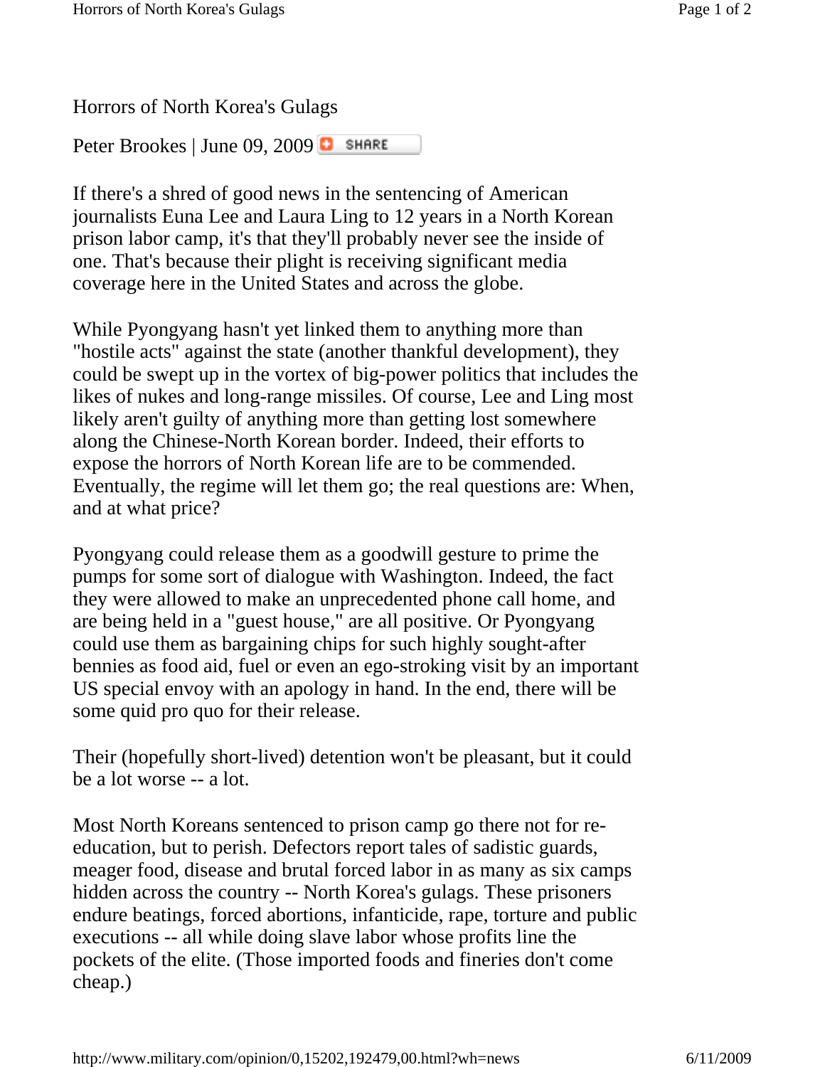# Horrors of North Korea's Gulags

Peter Brookes | June 09, 2009

If there's a shred of good news in the sentencing of American journalists Euna Lee and Laura Ling to 12 years in a North Korean prison labor camp, it's that they'll probably never see the inside of one. That's because their plight is receiving significant media coverage here in the United States and across the globe.

While Pyongyang hasn't yet linked them to anything more than "hostile acts" against the state (another thankful development), they could be swept up in the vortex of big-power politics that includes the likes of nukes and long-range missiles. Of course, Lee and Ling most likely aren't guilty of anything more than getting lost somewhere along the Chinese-North Korean border. Indeed, their efforts to expose the horrors of North Korean life are to be commended. Eventually, the regime will let them go; the real questions are: When, and at what price?

Pyongyang could release them as a goodwill gesture to prime the pumps for some sort of dialogue with Washington. Indeed, the fact they were allowed to make an unprecedented phone call home, and are being held in a "guest house," are all positive. Or Pyongyang could use them as bargaining chips for such highly sought-after bennies as food aid, fuel or even an ego-stroking visit by an important US special envoy with an apology in hand. In the end, there will be some quid pro quo for their release.

Their (hopefully short-lived) detention won't be pleasant, but it could be a lot worse -- a lot.

Most North Koreans sentenced to prison camp go there not for re-education, but to perish. Defectors report tales of sadistic guards, meager food, disease and brutal forced labor in as many as six camps hidden across the country -- North Korea's gulags. These prisoners endure beatings, forced abortions, infanticide, rape, torture and public executions -- all while doing slave labor whose profits line the pockets of the elite. (Those imported foods and fineries don't come cheap.)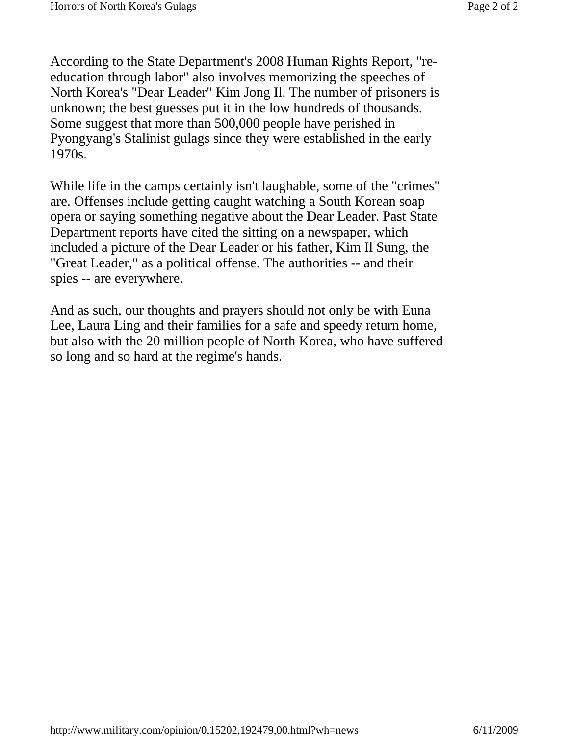According to the State Department's 2008 Human Rights Report, "re-education through labor" also involves memorizing the speeches of North Korea's "Dear Leader" Kim Jong Il. The number of prisoners is unknown; the best guesses put it in the low hundreds of thousands. Some suggest that more than 500,000 people have perished in Pyongyang's Stalinist gulags since they were established in the early 1970s.

While life in the camps certainly isn't laughable, some of the "crimes" are. Offenses include getting caught watching a South Korean soap opera or saying something negative about the Dear Leader. Past State Department reports have cited the sitting on a newspaper, which included a picture of the Dear Leader or his father, Kim Il Sung, the "Great Leader," as a political offense. The authorities -- and their spies -- are everywhere.

And as such, our thoughts and prayers should not only be with Euna Lee, Laura Ling and their families for a safe and speedy return home, but also with the 20 million people of North Korea, who have suffered so long and so hard at the regime's hands.